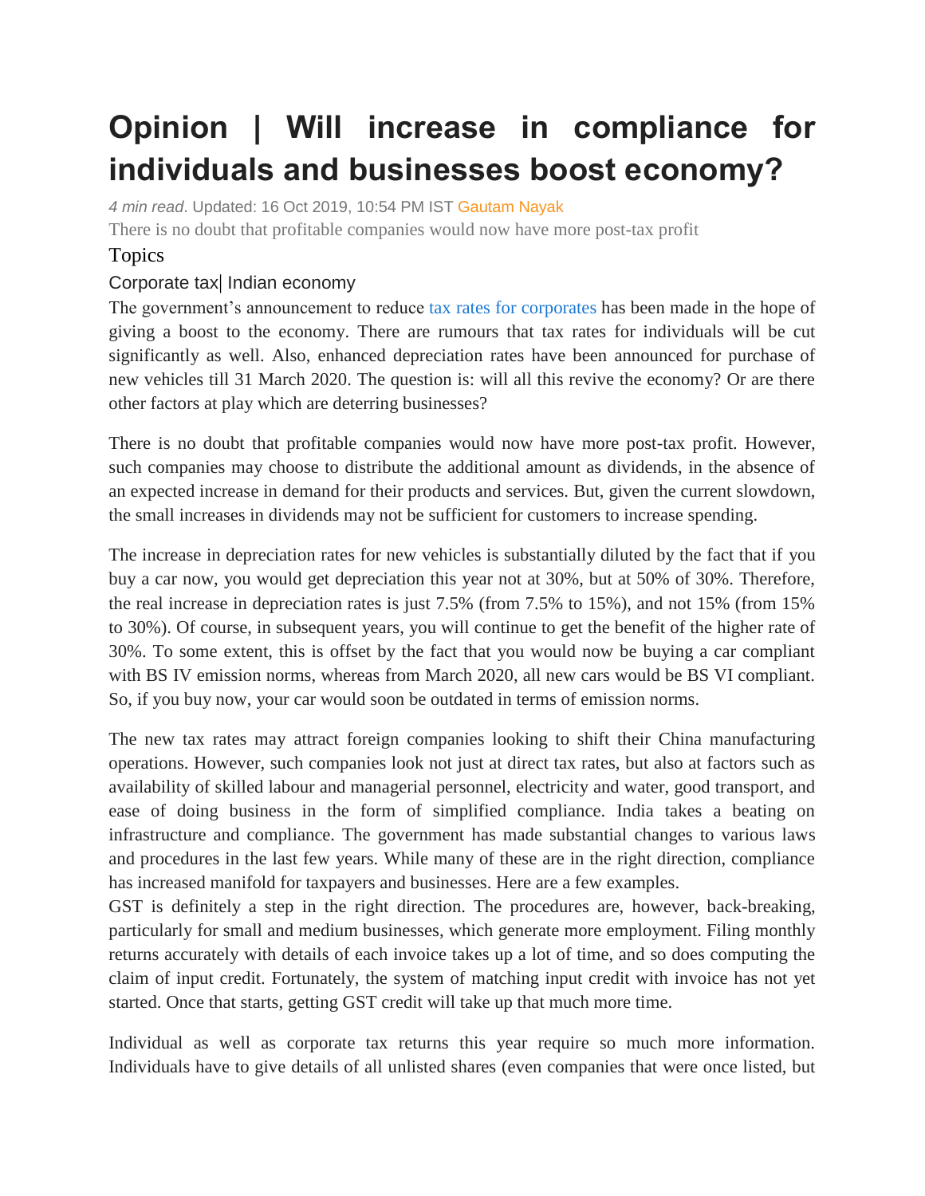# Opinion | Will increase in compliance for individuals and businesses boost economy?

*4 min read*. Updated: 16 Oct 2019, 10:54 PM IST Gautam Nayak

There is no doubt that profitable companies would now have more post-tax profit

Topics

Corporate tax| Indian economy

The government's announcement to reduce tax rates for corporates has been made in the hope of giving a boost to the economy. There are rumours that tax rates for individuals will be cut significantly as well. Also, enhanced depreciation rates have been announced for purchase of new vehicles till 31 March 2020. The question is: will all this revive the economy? Or are there other factors at play which are deterring businesses?

There is no doubt that profitable companies would now have more post-tax profit. However, such companies may choose to distribute the additional amount as dividends, in the absence of an expected increase in demand for their products and services. But, given the current slowdown, the small increases in dividends may not be sufficient for customers to increase spending.

The increase in depreciation rates for new vehicles is substantially diluted by the fact that if you buy a car now, you would get depreciation this year not at 30%, but at 50% of 30%. Therefore, the real increase in depreciation rates is just 7.5% (from 7.5% to 15%), and not 15% (from 15% to 30%). Of course, in subsequent years, you will continue to get the benefit of the higher rate of 30%. To some extent, this is offset by the fact that you would now be buying a car compliant with BS IV emission norms, whereas from March 2020, all new cars would be BS VI compliant. So, if you buy now, your car would soon be outdated in terms of emission norms.

The new tax rates may attract foreign companies looking to shift their China manufacturing operations. However, such companies look not just at direct tax rates, but also at factors such as availability of skilled labour and managerial personnel, electricity and water, good transport, and ease of doing business in the form of simplified compliance. India takes a beating on infrastructure and compliance. The government has made substantial changes to various laws and procedures in the last few years. While many of these are in the right direction, compliance has increased manifold for taxpayers and businesses. Here are a few examples.

GST is definitely a step in the right direction. The procedures are, however, back-breaking, particularly for small and medium businesses, which generate more employment. Filing monthly returns accurately with details of each invoice takes up a lot of time, and so does computing the claim of input credit. Fortunately, the system of matching input credit with invoice has not yet started. Once that starts, getting GST credit will take up that much more time.

Individual as well as corporate tax returns this year require so much more information. Individuals have to give details of all unlisted shares (even companies that were once listed, but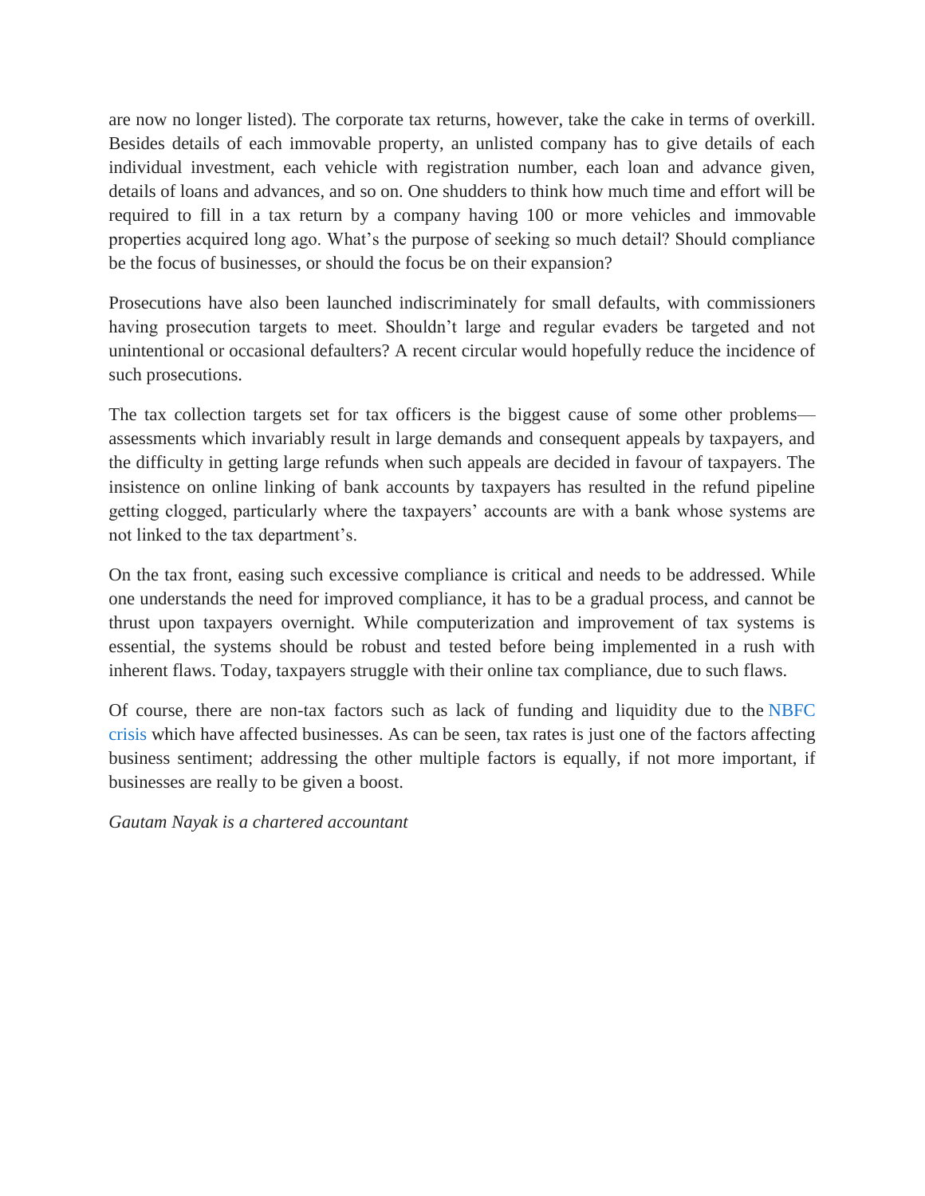are now no longer listed). The corporate tax returns, however, take the cake in terms of overkill. Besides details of each immovable property, an unlisted company has to give details of each individual investment, each vehicle with registration number, each loan and advance given, details of loans and advances, and so on. One shudders to think how much time and effort will be required to fill in a tax return by a company having 100 or more vehicles and immovable properties acquired long ago. What's the purpose of seeking so much detail? Should compliance be the focus of businesses, or should the focus be on their expansion?

Prosecutions have also been launched indiscriminately for small defaults, with commissioners having prosecution targets to meet. Shouldn't large and regular evaders be targeted and not unintentional or occasional defaulters? A recent circular would hopefully reduce the incidence of such prosecutions.

The tax collection targets set for tax officers is the biggest cause of some other problems—assessments which invariably result in large demands and consequent appeals by taxpayers, and the difficulty in getting large refunds when such appeals are decided in favour of taxpayers. The insistence on online linking of bank accounts by taxpayers has resulted in the refund pipeline getting clogged, particularly where the taxpayers' accounts are with a bank whose systems are not linked to the tax department's.

On the tax front, easing such excessive compliance is critical and needs to be addressed. While one understands the need for improved compliance, it has to be a gradual process, and cannot be thrust upon taxpayers overnight. While computerization and improvement of tax systems is essential, the systems should be robust and tested before being implemented in a rush with inherent flaws. Today, taxpayers struggle with their online tax compliance, due to such flaws.

Of course, there are non-tax factors such as lack of funding and liquidity due to the NBFC crisis which have affected businesses. As can be seen, tax rates is just one of the factors affecting business sentiment; addressing the other multiple factors is equally, if not more important, if businesses are really to be given a boost.

*Gautam Nayak is a chartered accountant*